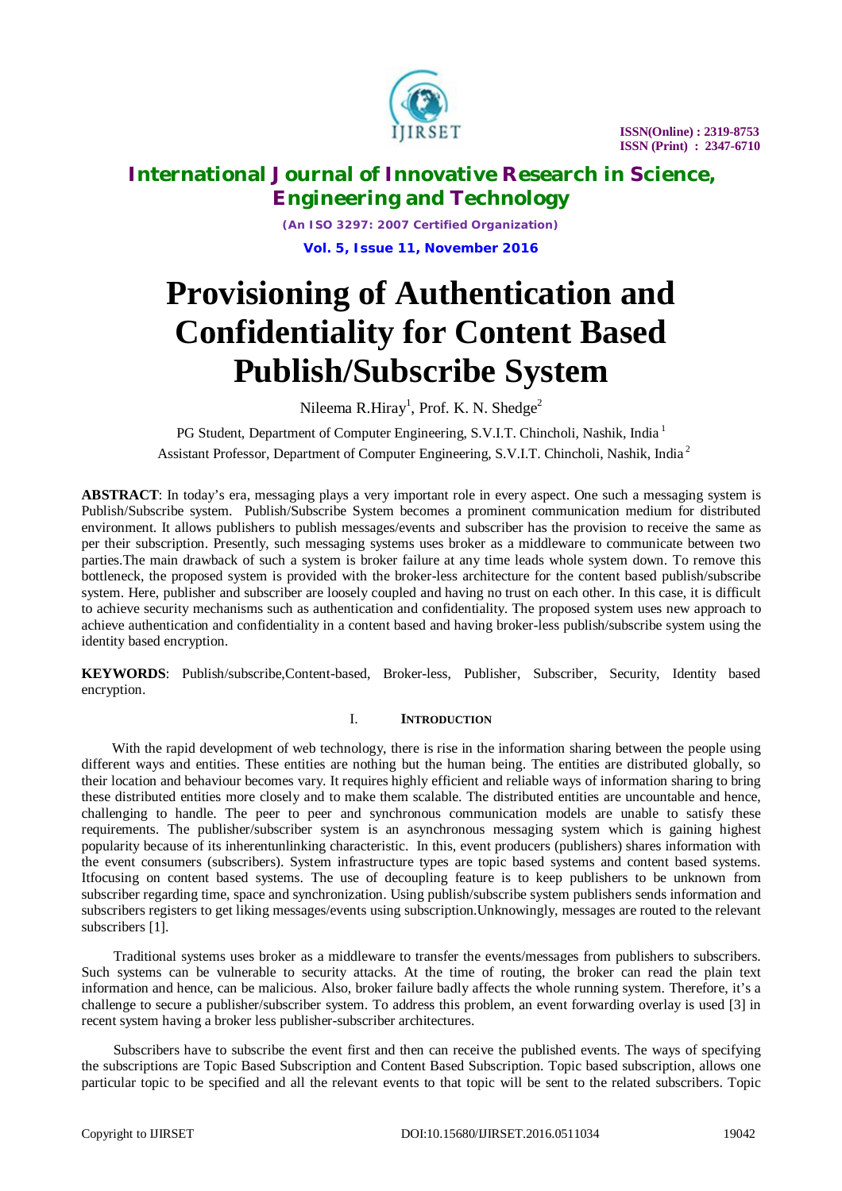# Provisioning of Authentication and Confidentiality for Content Based Publish/Subscribe System

Nileema R.Hiray[1], Prof. K. N. Shedge[2]

PG Student, Department of Computer Engineering, S.V.I.T. Chincholi, Nashik, India [1]

Assistant Professor, Department of Computer Engineering, S.V.I.T. Chincholi, Nashik, India [2]

**ABSTRACT**: In today's era, messaging plays a very important role in every aspect. One such a messaging system is Publish/Subscribe system. Publish/Subscribe System becomes a prominent communication medium for distributed environment. It allows publishers to publish messages/events and subscriber has the provision to receive the same as per their subscription. Presently, such messaging systems uses broker as a middleware to communicate between two parties.The main drawback of such a system is broker failure at any time leads whole system down. To remove this bottleneck, the proposed system is provided with the broker-less architecture for the content based publish/subscribe system. Here, publisher and subscriber are loosely coupled and having no trust on each other. In this case, it is difficult to achieve security mechanisms such as authentication and confidentiality. The proposed system uses new approach to achieve authentication and confidentiality in a content based and having broker-less publish/subscribe system using the identity based encryption.

**KEYWORDS**: Publish/subscribe,Content-based, Broker-less, Publisher, Subscriber, Security, Identity based encryption.

## I. Introduction

With the rapid development of web technology, there is rise in the information sharing between the people using different ways and entities. These entities are nothing but the human being. The entities are distributed globally, so their location and behaviour becomes vary. It requires highly efficient and reliable ways of information sharing to bring these distributed entities more closely and to make them scalable. The distributed entities are uncountable and hence, challenging to handle. The peer to peer and synchronous communication models are unable to satisfy these requirements. The publisher/subscriber system is an asynchronous messaging system which is gaining highest popularity because of its inherentunlinking characteristic. In this, event producers (publishers) shares information with the event consumers (subscribers). System infrastructure types are topic based systems and content based systems. Itfocusing on content based systems. The use of decoupling feature is to keep publishers to be unknown from subscriber regarding time, space and synchronization. Using publish/subscribe system publishers sends information and subscribers registers to get liking messages/events using subscription.Unknowingly, messages are routed to the relevant subscribers [1].

Traditional systems uses broker as a middleware to transfer the events/messages from publishers to subscribers. Such systems can be vulnerable to security attacks. At the time of routing, the broker can read the plain text information and hence, can be malicious. Also, broker failure badly affects the whole running system. Therefore, it's a challenge to secure a publisher/subscriber system. To address this problem, an event forwarding overlay is used [3] in recent system having a broker less publisher-subscriber architectures.

Subscribers have to subscribe the event first and then can receive the published events. The ways of specifying the subscriptions are Topic Based Subscription and Content Based Subscription. Topic based subscription, allows one particular topic to be specified and all the relevant events to that topic will be sent to the related subscribers. Topic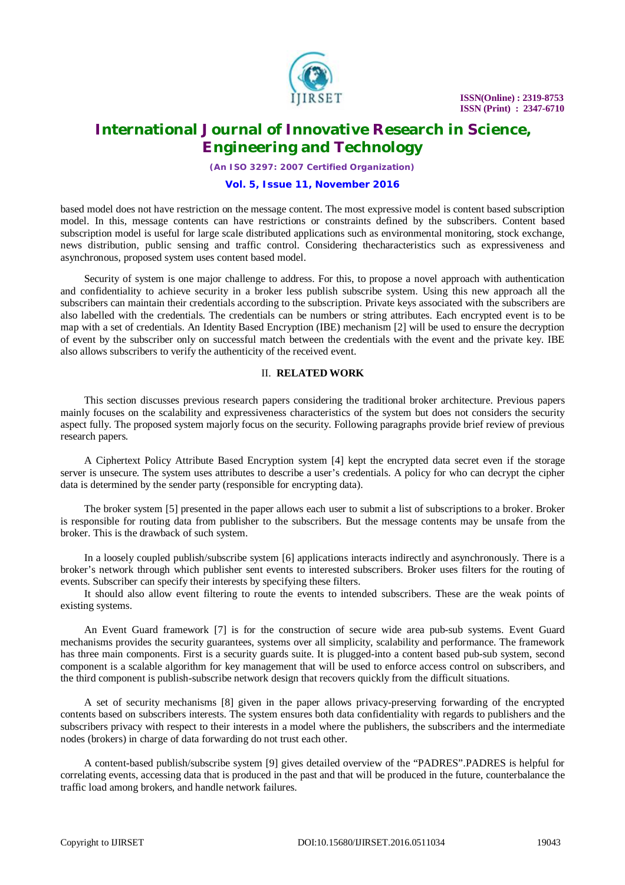based model does not have restriction on the message content. The most expressive model is content based subscription model. In this, message contents can have restrictions or constraints defined by the subscribers. Content based subscription model is useful for large scale distributed applications such as environmental monitoring, stock exchange, news distribution, public sensing and traffic control. Considering thecharacteristics such as expressiveness and asynchronous, proposed system uses content based model.

Security of system is one major challenge to address. For this, to propose a novel approach with authentication and confidentiality to achieve security in a broker less publish subscribe system. Using this new approach all the subscribers can maintain their credentials according to the subscription. Private keys associated with the subscribers are also labelled with the credentials. The credentials can be numbers or string attributes. Each encrypted event is to be map with a set of credentials. An Identity Based Encryption (IBE) mechanism [2] will be used to ensure the decryption of event by the subscriber only on successful match between the credentials with the event and the private key. IBE also allows subscribers to verify the authenticity of the received event.

## II. RELATED WORK

This section discusses previous research papers considering the traditional broker architecture. Previous papers mainly focuses on the scalability and expressiveness characteristics of the system but does not considers the security aspect fully. The proposed system majorly focus on the security. Following paragraphs provide brief review of previous research papers.

A Ciphertext Policy Attribute Based Encryption system [4] kept the encrypted data secret even if the storage server is unsecure. The system uses attributes to describe a user's credentials. A policy for who can decrypt the cipher data is determined by the sender party (responsible for encrypting data).

The broker system [5] presented in the paper allows each user to submit a list of subscriptions to a broker. Broker is responsible for routing data from publisher to the subscribers. But the message contents may be unsafe from the broker. This is the drawback of such system.

In a loosely coupled publish/subscribe system [6] applications interacts indirectly and asynchronously. There is a broker's network through which publisher sent events to interested subscribers. Broker uses filters for the routing of events. Subscriber can specify their interests by specifying these filters.
It should also allow event filtering to route the events to intended subscribers. These are the weak points of existing systems.

An Event Guard framework [7] is for the construction of secure wide area pub-sub systems. Event Guard mechanisms provides the security guarantees, systems over all simplicity, scalability and performance. The framework has three main components. First is a security guards suite. It is plugged-into a content based pub-sub system, second component is a scalable algorithm for key management that will be used to enforce access control on subscribers, and the third component is publish-subscribe network design that recovers quickly from the difficult situations.

A set of security mechanisms [8] given in the paper allows privacy-preserving forwarding of the encrypted contents based on subscribers interests. The system ensures both data confidentiality with regards to publishers and the subscribers privacy with respect to their interests in a model where the publishers, the subscribers and the intermediate nodes (brokers) in charge of data forwarding do not trust each other.

A content-based publish/subscribe system [9] gives detailed overview of the "PADRES".PADRES is helpful for correlating events, accessing data that is produced in the past and that will be produced in the future, counterbalance the traffic load among brokers, and handle network failures.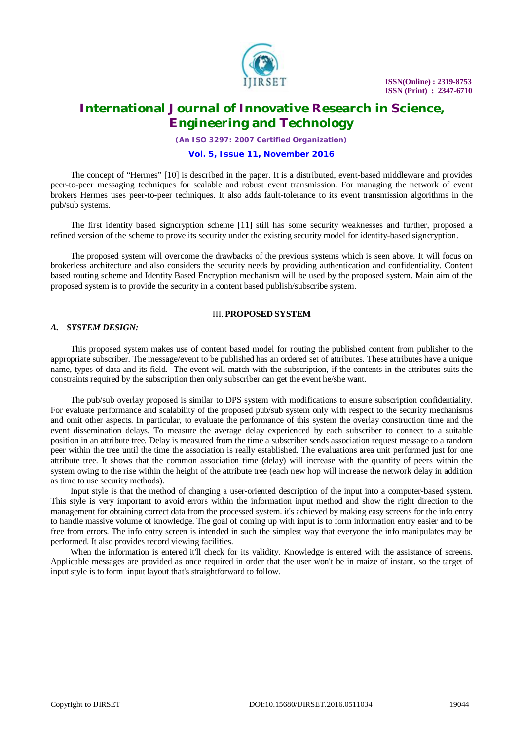The concept of "Hermes" [10] is described in the paper. It is a distributed, event-based middleware and provides peer-to-peer messaging techniques for scalable and robust event transmission. For managing the network of event brokers Hermes uses peer-to-peer techniques. It also adds fault-tolerance to its event transmission algorithms in the pub/sub systems.

The first identity based signcryption scheme [11] still has some security weaknesses and further, proposed a refined version of the scheme to prove its security under the existing security model for identity-based signcryption.

The proposed system will overcome the drawbacks of the previous systems which is seen above. It will focus on brokerless architecture and also considers the security needs by providing authentication and confidentiality. Content based routing scheme and Identity Based Encryption mechanism will be used by the proposed system. Main aim of the proposed system is to provide the security in a content based publish/subscribe system.

## III. PROPOSED SYSTEM

### *A. SYSTEM DESIGN:*

This proposed system makes use of content based model for routing the published content from publisher to the appropriate subscriber. The message/event to be published has an ordered set of attributes. These attributes have a unique name, types of data and its field. The event will match with the subscription, if the contents in the attributes suits the constraints required by the subscription then only subscriber can get the event he/she want.

The pub/sub overlay proposed is similar to DPS system with modifications to ensure subscription confidentiality. For evaluate performance and scalability of the proposed pub/sub system only with respect to the security mechanisms and omit other aspects. In particular, to evaluate the performance of this system the overlay construction time and the event dissemination delays. To measure the average delay experienced by each subscriber to connect to a suitable position in an attribute tree. Delay is measured from the time a subscriber sends association request message to a random peer within the tree until the time the association is really established. The evaluations area unit performed just for one attribute tree. It shows that the common association time (delay) will increase with the quantity of peers within the system owing to the rise within the height of the attribute tree (each new hop will increase the network delay in addition as time to use security methods).

Input style is that the method of changing a user-oriented description of the input into a computer-based system. This style is very important to avoid errors within the information input method and show the right direction to the management for obtaining correct data from the processed system. it's achieved by making easy screens for the info entry to handle massive volume of knowledge. The goal of coming up with input is to form information entry easier and to be free from errors. The info entry screen is intended in such the simplest way that everyone the info manipulates may be performed. It also provides record viewing facilities.

When the information is entered it'll check for its validity. Knowledge is entered with the assistance of screens. Applicable messages are provided as once required in order that the user won't be in maize of instant. so the target of input style is to form input layout that's straightforward to follow.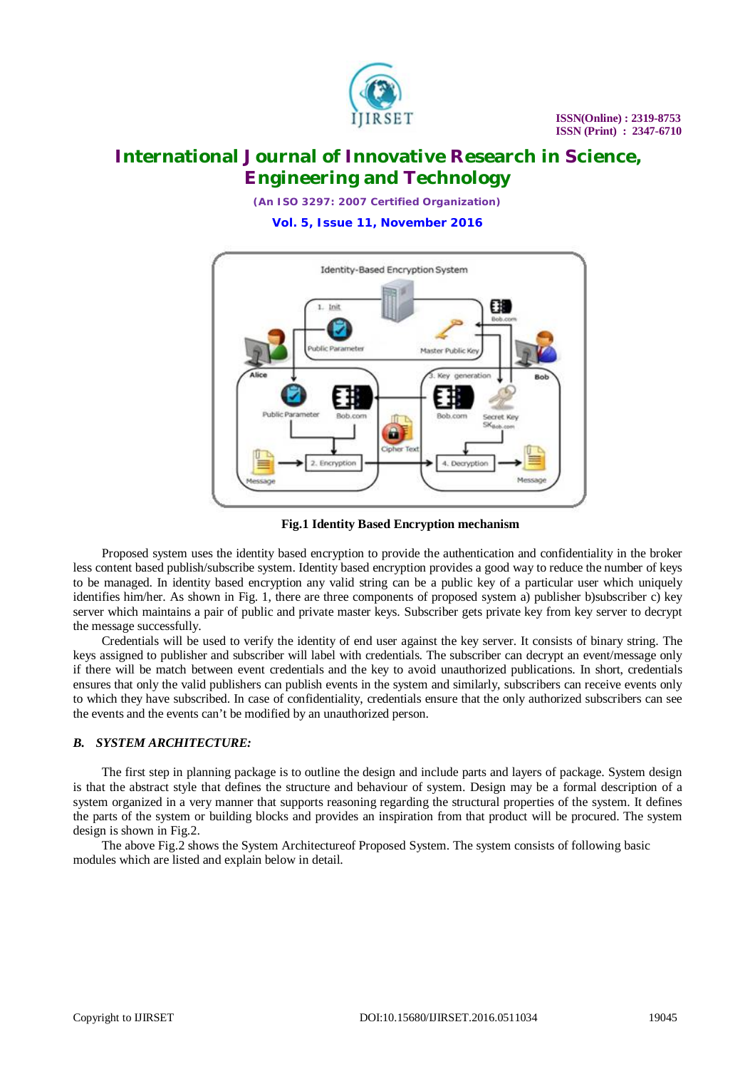**Fig.1 Identity Based Encryption mechanism**

Proposed system uses the identity based encryption to provide the authentication and confidentiality in the broker less content based publish/subscribe system. Identity based encryption provides a good way to reduce the number of keys to be managed. In identity based encryption any valid string can be a public key of a particular user which uniquely identifies him/her. As shown in Fig. 1, there are three components of proposed system a) publisher b)subscriber c) key server which maintains a pair of public and private master keys. Subscriber gets private key from key server to decrypt the message successfully.

Credentials will be used to verify the identity of end user against the key server. It consists of binary string. The keys assigned to publisher and subscriber will label with credentials. The subscriber can decrypt an event/message only if there will be match between event credentials and the key to avoid unauthorized publications. In short, credentials ensures that only the valid publishers can publish events in the system and similarly, subscribers can receive events only to which they have subscribed. In case of confidentiality, credentials ensure that the only authorized subscribers can see the events and the events can't be modified by an unauthorized person.

### *B. SYSTEM ARCHITECTURE:*

The first step in planning package is to outline the design and include parts and layers of package. System design is that the abstract style that defines the structure and behaviour of system. Design may be a formal description of a system organized in a very manner that supports reasoning regarding the structural properties of the system. It defines the parts of the system or building blocks and provides an inspiration from that product will be procured. The system design is shown in Fig.2.

The above Fig.2 shows the System Architectureof Proposed System. The system consists of following basic modules which are listed and explain below in detail.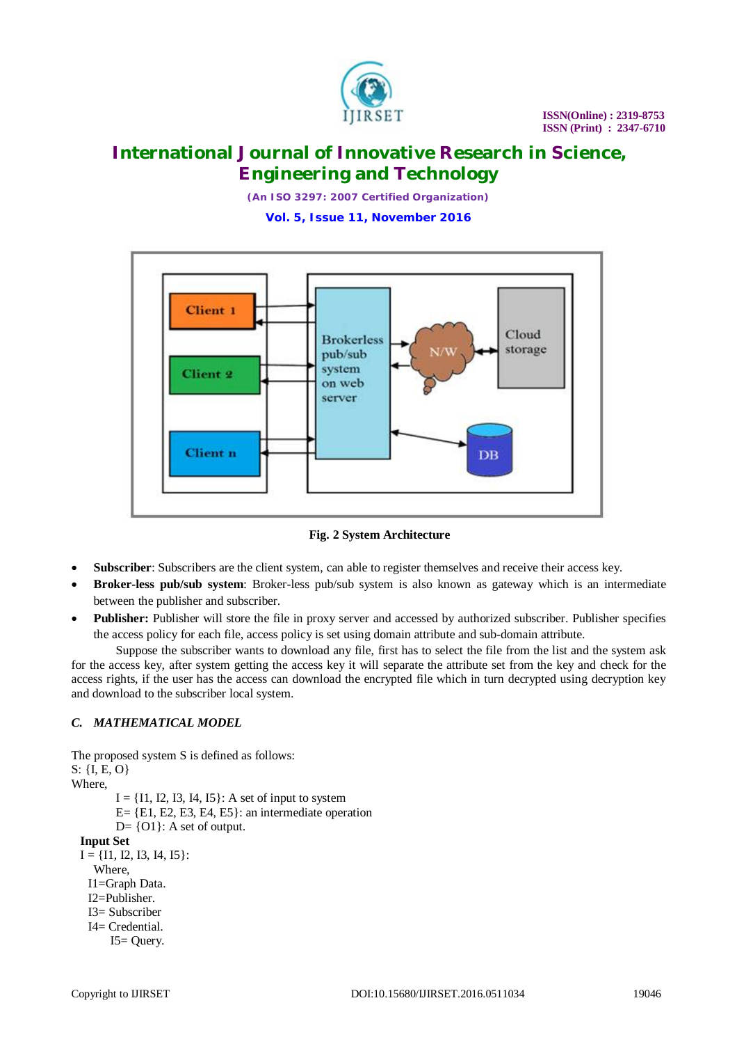Fig. 2 System Architecture

- **Subscriber**: Subscribers are the client system, can able to register themselves and receive their access key.
- **Broker-less pub/sub system**: Broker-less pub/sub system is also known as gateway which is an intermediate between the publisher and subscriber.
- **Publisher:** Publisher will store the file in proxy server and accessed by authorized subscriber. Publisher specifies the access policy for each file, access policy is set using domain attribute and sub-domain attribute.

Suppose the subscriber wants to download any file, first has to select the file from the list and the system ask for the access key, after system getting the access key it will separate the attribute set from the key and check for the access rights, if the user has the access can download the encrypted file which in turn decrypted using decryption key and download to the subscriber local system.

### *C. MATHEMATICAL MODEL*

The proposed system S is defined as follows:

S: {I, E, O}

Where,

I = {I1, I2, I3, I4, I5}: A set of input to system

E= {E1, E2, E3, E4, E5}: an intermediate operation

D= {O1}: A set of output.

**Input Set**

I = {I1, I2, I3, I4, I5}:

Where,

I1=Graph Data.

I2=Publisher.

I3= Subscriber

I4= Credential.

I5= Query.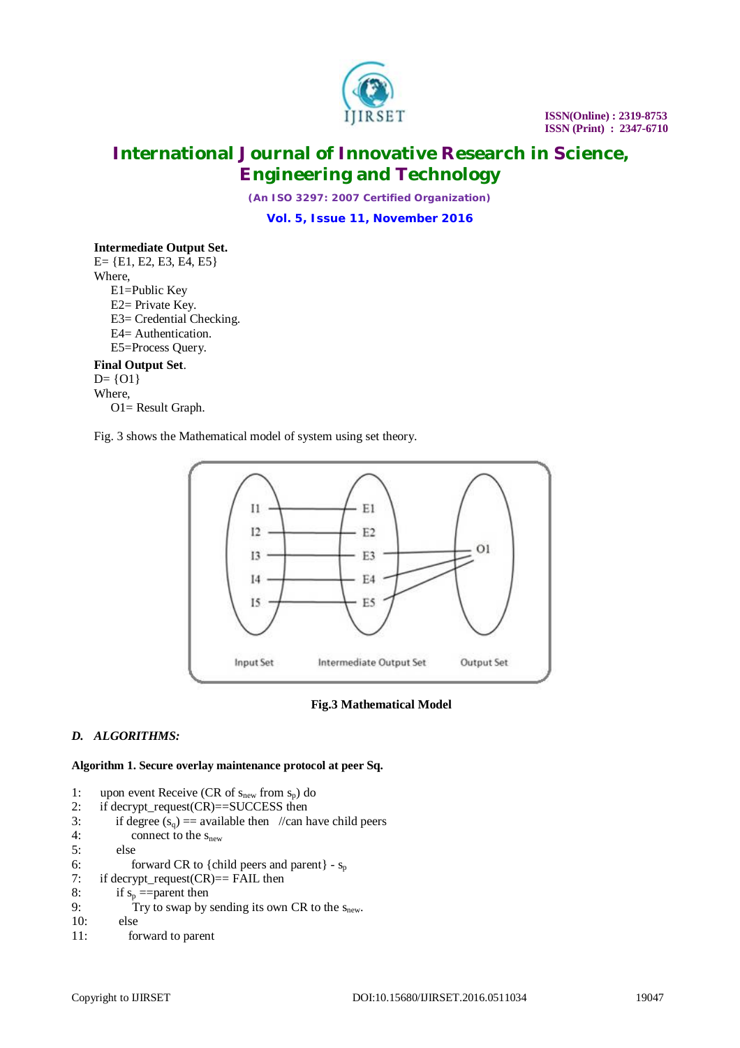**Intermediate Output Set.**

E= {E1, E2, E3, E4, E5}

Where,

E1=Public Key

E2= Private Key.

E3= Credential Checking.

E4= Authentication.

E5=Process Query.

**Final Output Set.**

D= {O1}

Where,

O1= Result Graph.

Fig. 3 shows the Mathematical model of system using set theory.

**Fig.3 Mathematical Model**

### *D. ALGORITHMS:*

**Algorithm 1. Secure overlay maintenance protocol at peer Sq.**

```
1:    upon event Receive (CR of s_new from s_p) do
2:    if decrypt_request(CR)==SUCCESS then
3:        if degree (s_q) == available then   //can have child peers
4:            connect to the s_new
5:        else
6:            forward CR to {child peers and parent} - s_p
7:    if decrypt_request(CR)== FAIL then
8:        if s_p ==parent then
9:            Try to swap by sending its own CR to the s_new.
10:       else
11:           forward to parent
```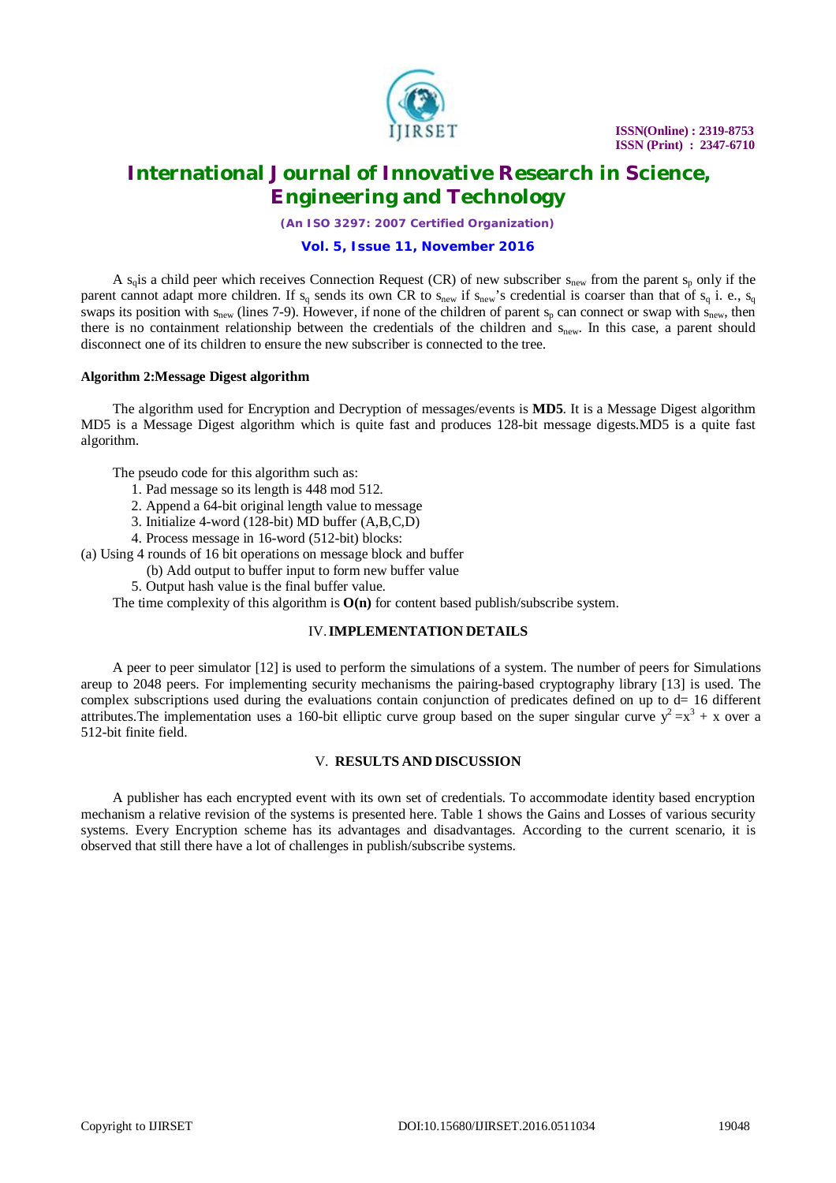A $s_q$is a child peer which receives Connection Request (CR) of new subscriber $s_{new}$ from the parent $s_p$ only if the parent cannot adapt more children. If $s_q$ sends its own CR to $s_{new}$ if $s_{new}$'s credential is coarser than that of $s_q$ i. e., $s_q$ swaps its position with $s_{new}$ (lines 7-9). However, if none of the children of parent $s_p$ can connect or swap with $s_{new}$, then there is no containment relationship between the credentials of the children and $s_{new}$. In this case, a parent should disconnect one of its children to ensure the new subscriber is connected to the tree.

**Algorithm 2:Message Digest algorithm**

The algorithm used for Encryption and Decryption of messages/events is **MD5**. It is a Message Digest algorithm MD5 is a Message Digest algorithm which is quite fast and produces 128-bit message digests.MD5 is a quite fast algorithm.

The pseudo code for this algorithm such as:

1. Pad message so its length is 448 mod 512.
2. Append a 64-bit original length value to message
3. Initialize 4-word (128-bit) MD buffer (A,B,C,D)
4. Process message in 16-word (512-bit) blocks:

(a) Using 4 rounds of 16 bit operations on message block and buffer

(b) Add output to buffer input to form new buffer value

5. Output hash value is the final buffer value.

The time complexity of this algorithm is **O(n)** for content based publish/subscribe system.

## IV. IMPLEMENTATION DETAILS

A peer to peer simulator [12] is used to perform the simulations of a system. The number of peers for Simulations areup to 2048 peers. For implementing security mechanisms the pairing-based cryptography library [13] is used. The complex subscriptions used during the evaluations contain conjunction of predicates defined on up to d= 16 different attributes.The implementation uses a 160-bit elliptic curve group based on the super singular curve $y^2 = x^3 + x$ over a 512-bit finite field.

## V. RESULTS AND DISCUSSION

A publisher has each encrypted event with its own set of credentials. To accommodate identity based encryption mechanism a relative revision of the systems is presented here. Table 1 shows the Gains and Losses of various security systems. Every Encryption scheme has its advantages and disadvantages. According to the current scenario, it is observed that still there have a lot of challenges in publish/subscribe systems.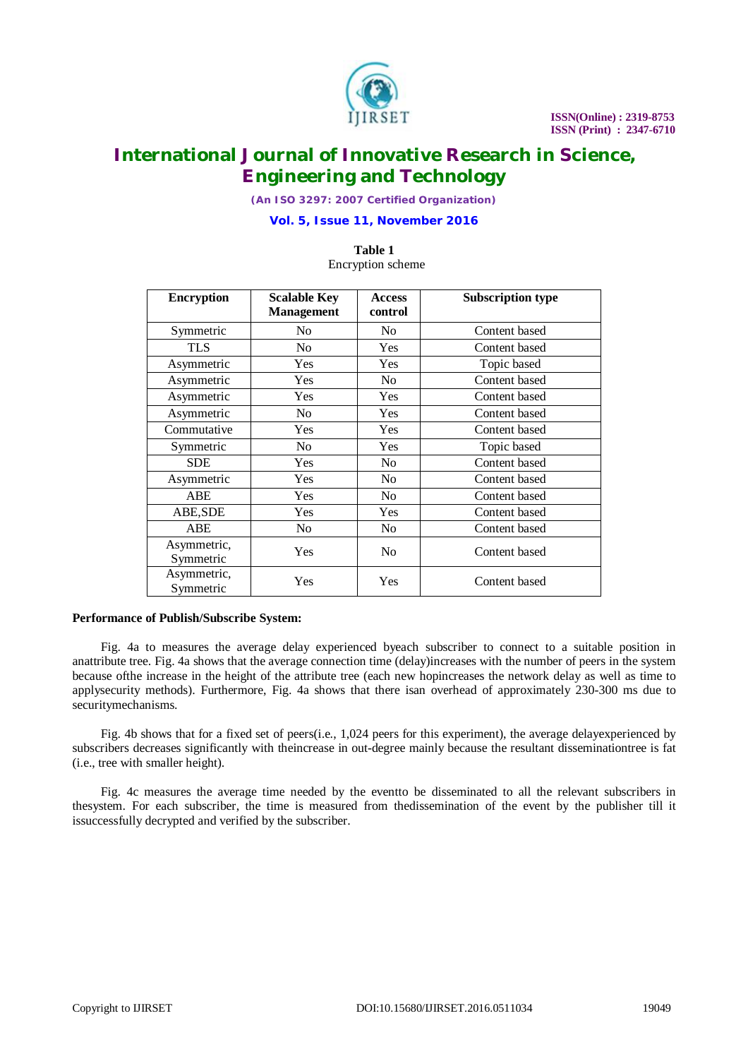**Table 1**
Encryption scheme

| Encryption | Scalable Key Management | Access control | Subscription type |
|---|---|---|---|
| Symmetric | No | No | Content based |
| TLS | No | Yes | Content based |
| Asymmetric | Yes | Yes | Topic based |
| Asymmetric | Yes | No | Content based |
| Asymmetric | Yes | Yes | Content based |
| Asymmetric | No | Yes | Content based |
| Commutative | Yes | Yes | Content based |
| Symmetric | No | Yes | Topic based |
| SDE | Yes | No | Content based |
| Asymmetric | Yes | No | Content based |
| ABE | Yes | No | Content based |
| ABE,SDE | Yes | Yes | Content based |
| ABE | No | No | Content based |
| Asymmetric, Symmetric | Yes | No | Content based |
| Asymmetric, Symmetric | Yes | Yes | Content based |

**Performance of Publish/Subscribe System:**

Fig. 4a to measures the average delay experienced byeach subscriber to connect to a suitable position in anattribute tree. Fig. 4a shows that the average connection time (delay)increases with the number of peers in the system because ofthe increase in the height of the attribute tree (each new hopincreases the network delay as well as time to applysecurity methods). Furthermore, Fig. 4a shows that there isan overhead of approximately 230-300 ms due to securitymechanisms.

Fig. 4b shows that for a fixed set of peers(i.e., 1,024 peers for this experiment), the average delayexperienced by subscribers decreases significantly with theincrease in out-degree mainly because the resultant disseminationtree is fat (i.e., tree with smaller height).

Fig. 4c measures the average time needed by the eventto be disseminated to all the relevant subscribers in thesystem. For each subscriber, the time is measured from thedissemination of the event by the publisher till it issuccessfully decrypted and verified by the subscriber.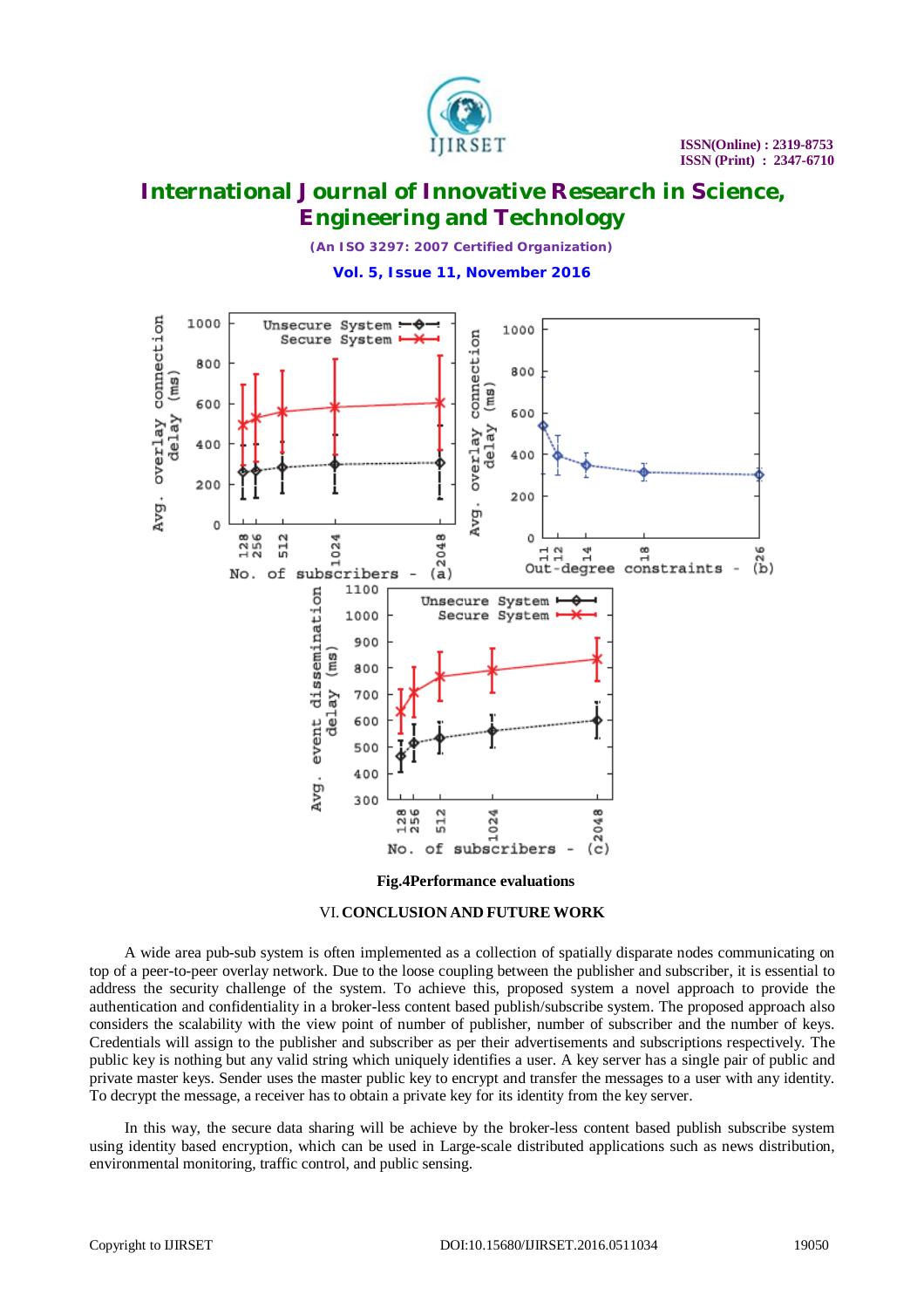Fig.4Performance evaluations

## VI. CONCLUSION AND FUTURE WORK

A wide area pub-sub system is often implemented as a collection of spatially disparate nodes communicating on top of a peer-to-peer overlay network. Due to the loose coupling between the publisher and subscriber, it is essential to address the security challenge of the system. To achieve this, proposed system a novel approach to provide the authentication and confidentiality in a broker-less content based publish/subscribe system. The proposed approach also considers the scalability with the view point of number of publisher, number of subscriber and the number of keys. Credentials will assign to the publisher and subscriber as per their advertisements and subscriptions respectively. The public key is nothing but any valid string which uniquely identifies a user. A key server has a single pair of public and private master keys. Sender uses the master public key to encrypt and transfer the messages to a user with any identity. To decrypt the message, a receiver has to obtain a private key for its identity from the key server.

In this way, the secure data sharing will be achieve by the broker-less content based publish subscribe system using identity based encryption, which can be used in Large-scale distributed applications such as news distribution, environmental monitoring, traffic control, and public sensing.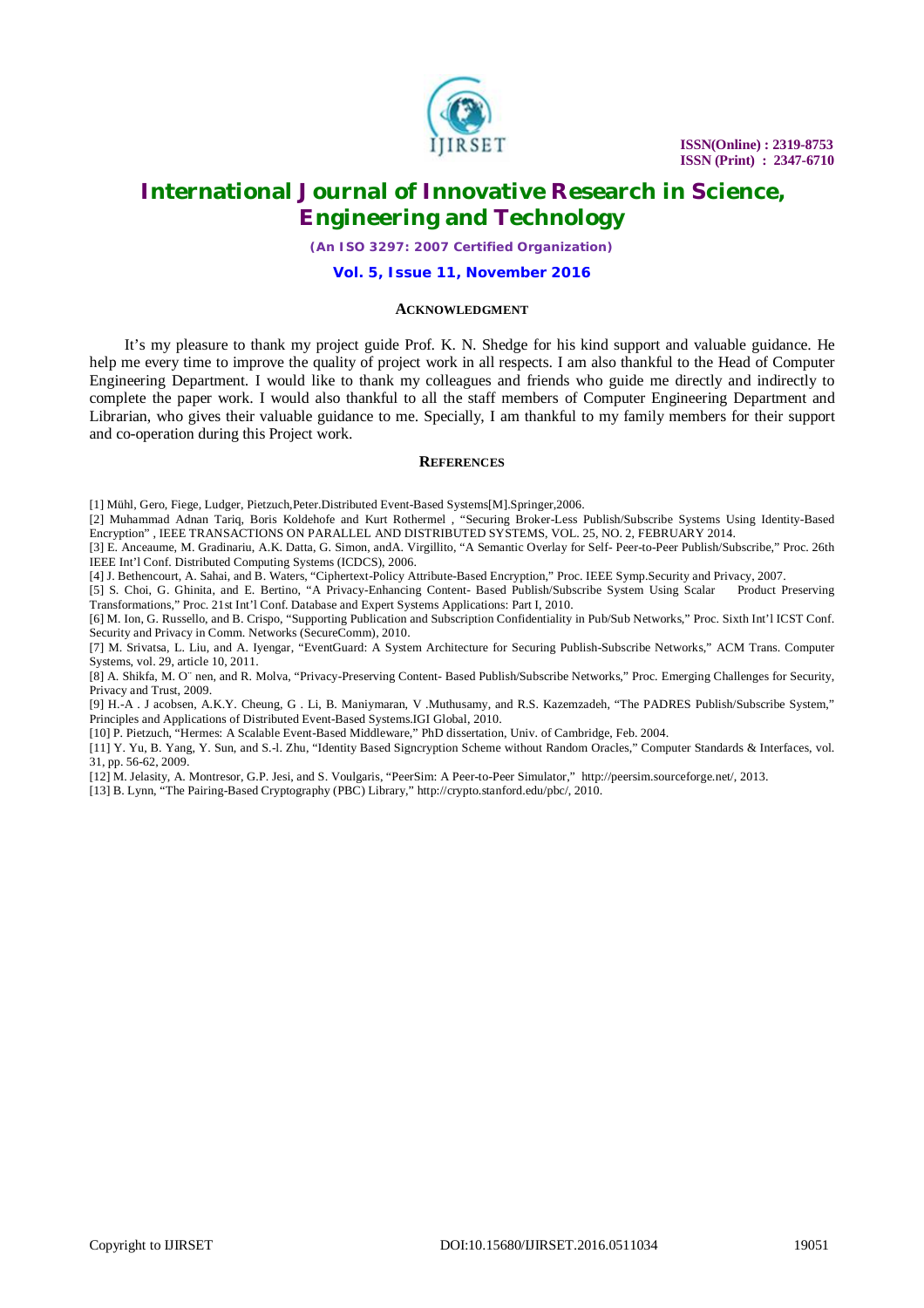## ACKNOWLEDGMENT

It's my pleasure to thank my project guide Prof. K. N. Shedge for his kind support and valuable guidance. He help me every time to improve the quality of project work in all respects. I am also thankful to the Head of Computer Engineering Department. I would like to thank my colleagues and friends who guide me directly and indirectly to complete the paper work. I would also thankful to all the staff members of Computer Engineering Department and Librarian, who gives their valuable guidance to me. Specially, I am thankful to my family members for their support and co-operation during this Project work.

## REFERENCES

[1] Mühl, Gero, Fiege, Ludger, Pietzuch,Peter.Distributed Event-Based Systems[M].Springer,2006.

[2] Muhammad Adnan Tariq, Boris Koldehofe and Kurt Rothermel , "Securing Broker-Less Publish/Subscribe Systems Using Identity-Based Encryption" , IEEE TRANSACTIONS ON PARALLEL AND DISTRIBUTED SYSTEMS, VOL. 25, NO. 2, FEBRUARY 2014.

[3] E. Anceaume, M. Gradinariu, A.K. Datta, G. Simon, andA. Virgillito, "A Semantic Overlay for Self- Peer-to-Peer Publish/Subscribe," Proc. 26th IEEE Int'l Conf. Distributed Computing Systems (ICDCS), 2006.

[4] J. Bethencourt, A. Sahai, and B. Waters, "Ciphertext-Policy Attribute-Based Encryption," Proc. IEEE Symp.Security and Privacy, 2007.

[5] S. Choi, G. Ghinita, and E. Bertino, "A Privacy-Enhancing Content- Based Publish/Subscribe System Using Scalar Product Preserving Transformations," Proc. 21st Int'l Conf. Database and Expert Systems Applications: Part I, 2010.

[6] M. Ion, G. Russello, and B. Crispo, "Supporting Publication and Subscription Confidentiality in Pub/Sub Networks," Proc. Sixth Int'l ICST Conf. Security and Privacy in Comm. Networks (SecureComm), 2010.

[7] M. Srivatsa, L. Liu, and A. Iyengar, "EventGuard: A System Architecture for Securing Publish-Subscribe Networks," ACM Trans. Computer Systems, vol. 29, article 10, 2011.

[8] A. Shikfa, M. O¨ nen, and R. Molva, "Privacy-Preserving Content- Based Publish/Subscribe Networks," Proc. Emerging Challenges for Security, Privacy and Trust, 2009.

[9] H.-A . J acobsen, A.K.Y. Cheung, G . Li, B. Maniymaran, V .Muthusamy, and R.S. Kazemzadeh, "The PADRES Publish/Subscribe System," Principles and Applications of Distributed Event-Based Systems.IGI Global, 2010.

[10] P. Pietzuch, "Hermes: A Scalable Event-Based Middleware," PhD dissertation, Univ. of Cambridge, Feb. 2004.

[11] Y. Yu, B. Yang, Y. Sun, and S.-l. Zhu, "Identity Based Signcryption Scheme without Random Oracles," Computer Standards & Interfaces, vol. 31, pp. 56-62, 2009.

[12] M. Jelasity, A. Montresor, G.P. Jesi, and S. Voulgaris, "PeerSim: A Peer-to-Peer Simulator," http://peersim.sourceforge.net/, 2013.

[13] B. Lynn, "The Pairing-Based Cryptography (PBC) Library," http://crypto.stanford.edu/pbc/, 2010.